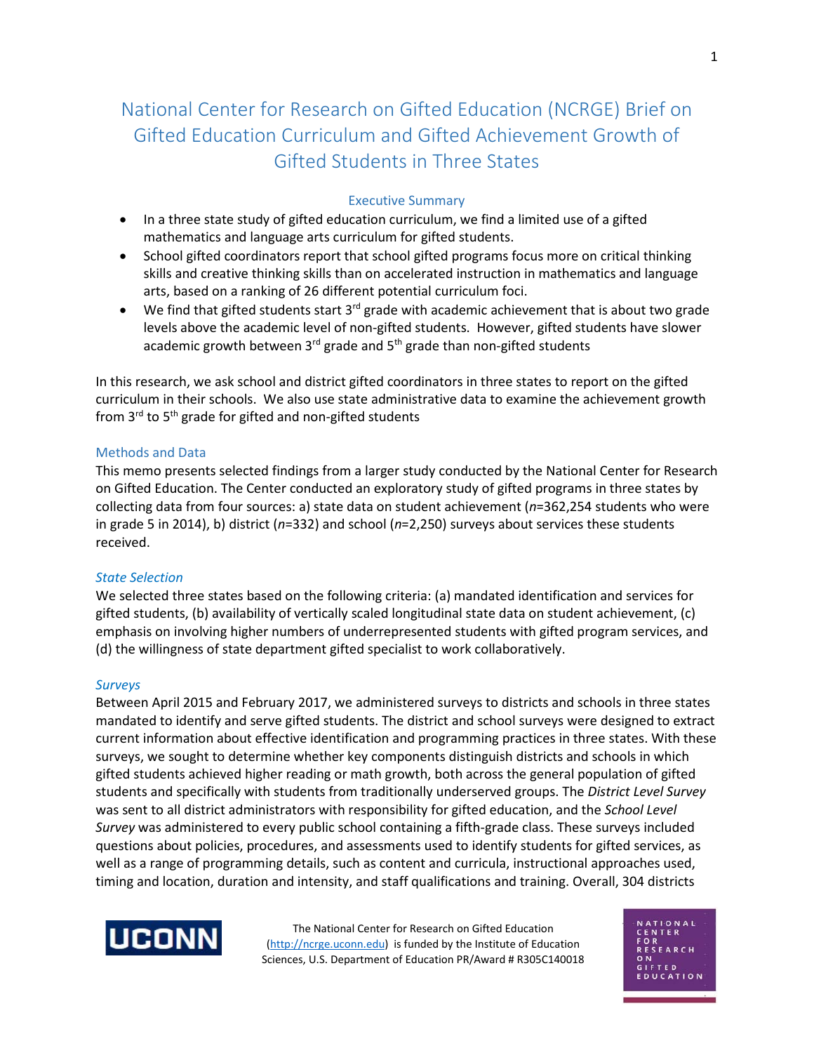# National Center for Research on Gifted Education (NCRGE) Brief on Gifted Education Curriculum and Gifted Achievement Growth of Gifted Students in Three States

## Executive Summary

- In a three state study of gifted education curriculum, we find a limited use of a gifted mathematics and language arts curriculum for gifted students.
- School gifted coordinators report that school gifted programs focus more on critical thinking skills and creative thinking skills than on accelerated instruction in mathematics and language arts, based on a ranking of 26 different potential curriculum foci.
- We find that gifted students start 3rd grade with academic achievement that is about two grade levels above the academic level of non-gifted students. However, gifted students have slower academic growth between 3rd grade and 5th grade than non-gifted students

In this research, we ask school and district gifted coordinators in three states to report on the gifted curriculum in their schools. We also use state administrative data to examine the achievement growth from 3rd to 5th grade for gifted and non-gifted students

## Methods and Data

This memo presents selected findings from a larger study conducted by the National Center for Research on Gifted Education. The Center conducted an exploratory study of gifted programs in three states by collecting data from four sources: a) state data on student achievement (*n*=362,254 students who were in grade 5 in 2014), b) district (*n*=332) and school (*n*=2,250) surveys about services these students received.

### *State Selection*

We selected three states based on the following criteria: (a) mandated identification and services for gifted students, (b) availability of vertically scaled longitudinal state data on student achievement, (c) emphasis on involving higher numbers of underrepresented students with gifted program services, and (d) the willingness of state department gifted specialist to work collaboratively.

### *Surveys*

Between April 2015 and February 2017, we administered surveys to districts and schools in three states mandated to identify and serve gifted students. The district and school surveys were designed to extract current information about effective identification and programming practices in three states. With these surveys, we sought to determine whether key components distinguish districts and schools in which gifted students achieved higher reading or math growth, both across the general population of gifted students and specifically with students from traditionally underserved groups. The *District Level Survey* was sent to all district administrators with responsibility for gifted education, and the *School Level Survey* was administered to every public school containing a fifth-grade class. These surveys included questions about policies, procedures, and assessments used to identify students for gifted services, as well as a range of programming details, such as content and curricula, instructional approaches used, timing and location, duration and intensity, and staff qualifications and training. Overall, 304 districts

The National Center for Research on Gifted Education (http://ncrge.uconn.edu) is funded by the Institute of Education Sciences, U.S. Department of Education PR/Award # R305C140018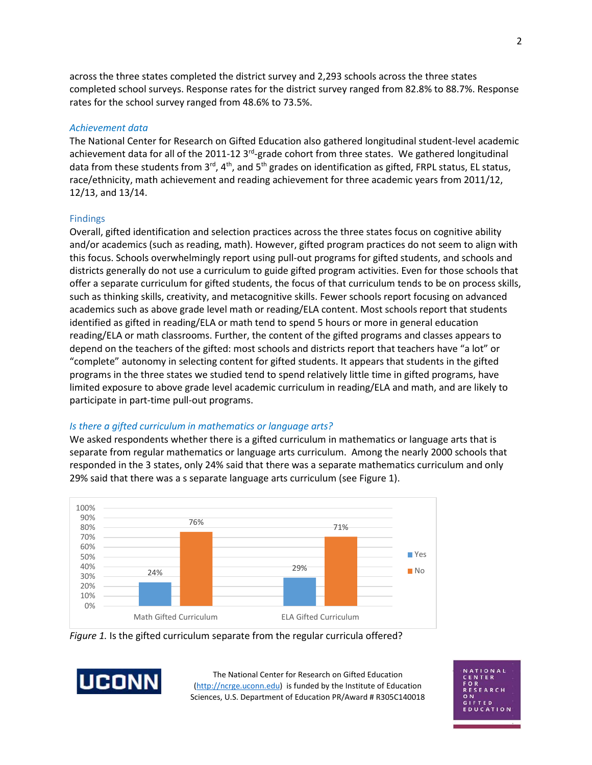across the three states completed the district survey and 2,293 schools across the three states completed school surveys. Response rates for the district survey ranged from 82.8% to 88.7%. Response rates for the school survey ranged from 48.6% to 73.5%.

### *Achievement data*

The National Center for Research on Gifted Education also gathered longitudinal student-level academic achievement data for all of the 2011-12 3rd-grade cohort from three states. We gathered longitudinal data from these students from 3rd, 4th, and 5th grades on identification as gifted, FRPL status, EL status, race/ethnicity, math achievement and reading achievement for three academic years from 2011/12, 12/13, and 13/14.

## Findings

Overall, gifted identification and selection practices across the three states focus on cognitive ability and/or academics (such as reading, math). However, gifted program practices do not seem to align with this focus. Schools overwhelmingly report using pull-out programs for gifted students, and schools and districts generally do not use a curriculum to guide gifted program activities. Even for those schools that offer a separate curriculum for gifted students, the focus of that curriculum tends to be on process skills, such as thinking skills, creativity, and metacognitive skills. Fewer schools report focusing on advanced academics such as above grade level math or reading/ELA content. Most schools report that students identified as gifted in reading/ELA or math tend to spend 5 hours or more in general education reading/ELA or math classrooms. Further, the content of the gifted programs and classes appears to depend on the teachers of the gifted: most schools and districts report that teachers have "a lot" or "complete" autonomy in selecting content for gifted students. It appears that students in the gifted programs in the three states we studied tend to spend relatively little time in gifted programs, have limited exposure to above grade level academic curriculum in reading/ELA and math, and are likely to participate in part-time pull-out programs.

### *Is there a gifted curriculum in mathematics or language arts?*

We asked respondents whether there is a gifted curriculum in mathematics or language arts that is separate from regular mathematics or language arts curriculum. Among the nearly 2000 schools that responded in the 3 states, only 24% said that there was a separate mathematics curriculum and only 29% said that there was a s separate language arts curriculum (see Figure 1).

| | Yes | No |
|---|---|---|
| Math Gifted Curriculum | 24% | 76% |
| ELA Gifted Curriculum | 29% | 71% |

*Figure 1.* Is the gifted curriculum separate from the regular curricula offered?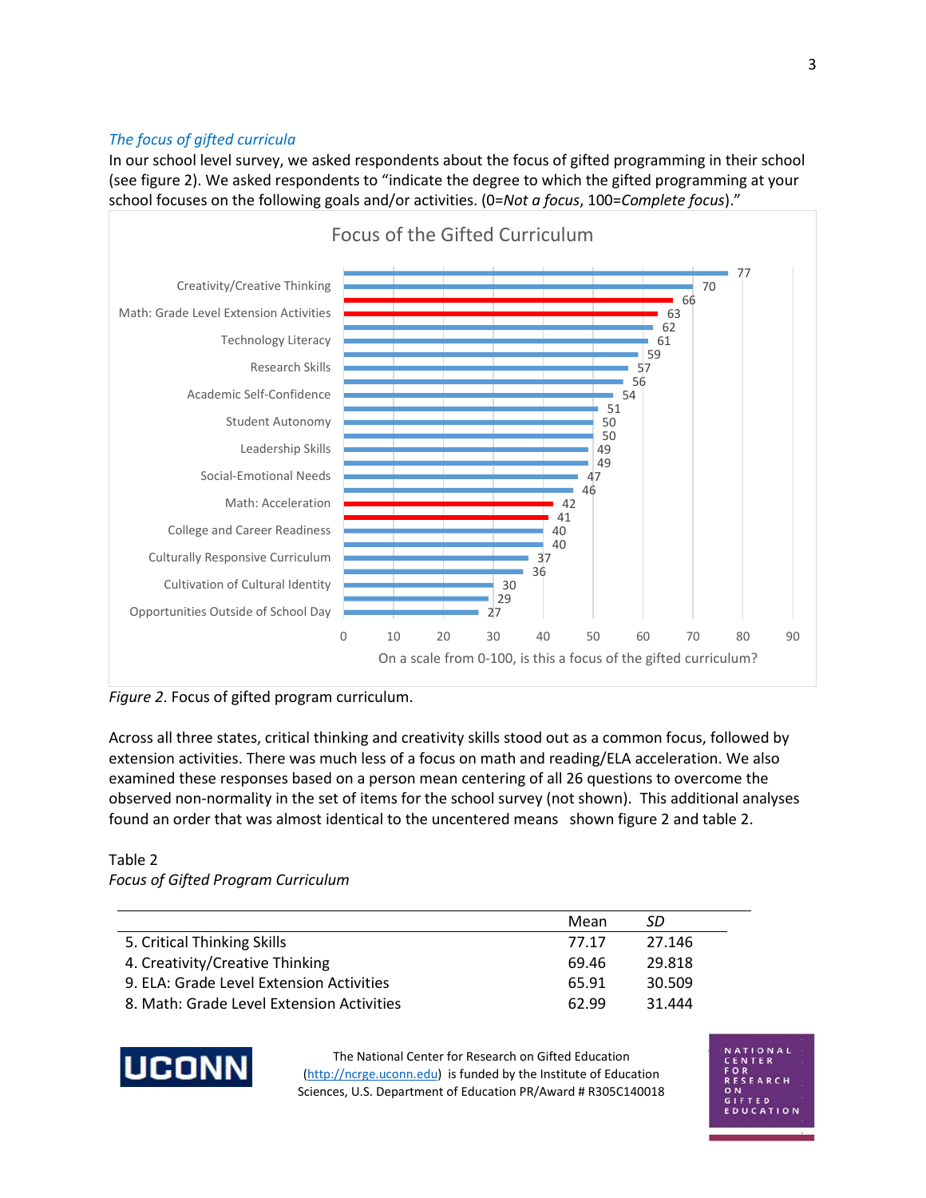### *The focus of gifted curricula*

In our school level survey, we asked respondents about the focus of gifted programming in their school (see figure 2). We asked respondents to "indicate the degree to which the gifted programming at your school focuses on the following goals and/or activities. (0=*Not a focus*, 100=*Complete focus*)."

Focus of the Gifted Curriculum

| Item | Value |
|---|---|
| | 77 |
| Creativity/Creative Thinking | 70 |
| | 66 |
| Math: Grade Level Extension Activities | 63 |
| | 62 |
| Technology Literacy | 61 |
| | 59 |
| Research Skills | 57 |
| | 56 |
| Academic Self-Confidence | 54 |
| | 51 |
| Student Autonomy | 50 |
| | 50 |
| Leadership Skills | 49 |
| | 49 |
| Social-Emotional Needs | 47 |
| | 46 |
| Math: Acceleration | 42 |
| | 41 |
| College and Career Readiness | 40 |
| | 40 |
| Culturally Responsive Curriculum | 37 |
| | 36 |
| Cultivation of Cultural Identity | 30 |
| | 29 |
| Opportunities Outside of School Day | 27 |

On a scale from 0-100, is this a focus of the gifted curriculum?

*Figure 2*. Focus of gifted program curriculum.

Across all three states, critical thinking and creativity skills stood out as a common focus, followed by extension activities. There was much less of a focus on math and reading/ELA acceleration. We also examined these responses based on a person mean centering of all 26 questions to overcome the observed non-normality in the set of items for the school survey (not shown). This additional analyses found an order that was almost identical to the uncentered means shown figure 2 and table 2.

Table 2
*Focus of Gifted Program Curriculum*

| | Mean | *SD* |
|---|---|---|
| 5. Critical Thinking Skills | 77.17 | 27.146 |
| 4. Creativity/Creative Thinking | 69.46 | 29.818 |
| 9. ELA: Grade Level Extension Activities | 65.91 | 30.509 |
| 8. Math: Grade Level Extension Activities | 62.99 | 31.444 |

The National Center for Research on Gifted Education (http://ncrge.uconn.edu) is funded by the Institute of Education Sciences, U.S. Department of Education PR/Award # R305C140018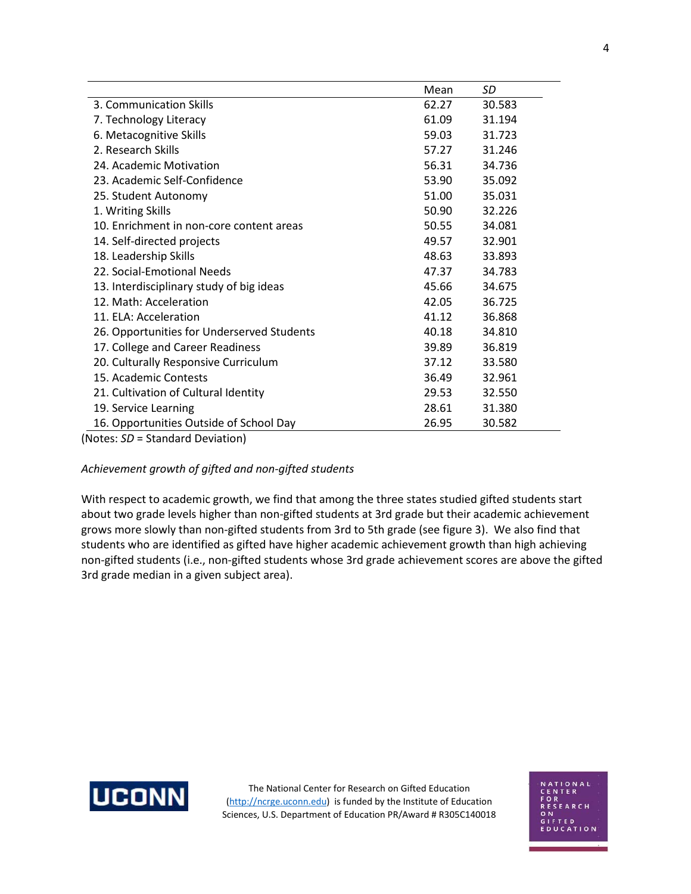| | Mean | *SD* |
|---|---|---|
| 3. Communication Skills | 62.27 | 30.583 |
| 7. Technology Literacy | 61.09 | 31.194 |
| 6. Metacognitive Skills | 59.03 | 31.723 |
| 2. Research Skills | 57.27 | 31.246 |
| 24. Academic Motivation | 56.31 | 34.736 |
| 23. Academic Self-Confidence | 53.90 | 35.092 |
| 25. Student Autonomy | 51.00 | 35.031 |
| 1. Writing Skills | 50.90 | 32.226 |
| 10. Enrichment in non-core content areas | 50.55 | 34.081 |
| 14. Self-directed projects | 49.57 | 32.901 |
| 18. Leadership Skills | 48.63 | 33.893 |
| 22. Social-Emotional Needs | 47.37 | 34.783 |
| 13. Interdisciplinary study of big ideas | 45.66 | 34.675 |
| 12. Math: Acceleration | 42.05 | 36.725 |
| 11. ELA: Acceleration | 41.12 | 36.868 |
| 26. Opportunities for Underserved Students | 40.18 | 34.810 |
| 17. College and Career Readiness | 39.89 | 36.819 |
| 20. Culturally Responsive Curriculum | 37.12 | 33.580 |
| 15. Academic Contests | 36.49 | 32.961 |
| 21. Cultivation of Cultural Identity | 29.53 | 32.550 |
| 19. Service Learning | 28.61 | 31.380 |
| 16. Opportunities Outside of School Day | 26.95 | 30.582 |

(Notes: *SD* = Standard Deviation)

*Achievement growth of gifted and non-gifted students*

With respect to academic growth, we find that among the three states studied gifted students start about two grade levels higher than non-gifted students at 3rd grade but their academic achievement grows more slowly than non-gifted students from 3rd to 5th grade (see figure 3). We also find that students who are identified as gifted have higher academic achievement growth than high achieving non-gifted students (i.e., non-gifted students whose 3rd grade achievement scores are above the gifted 3rd grade median in a given subject area).

The National Center for Research on Gifted Education (http://ncrge.uconn.edu) is funded by the Institute of Education Sciences, U.S. Department of Education PR/Award # R305C140018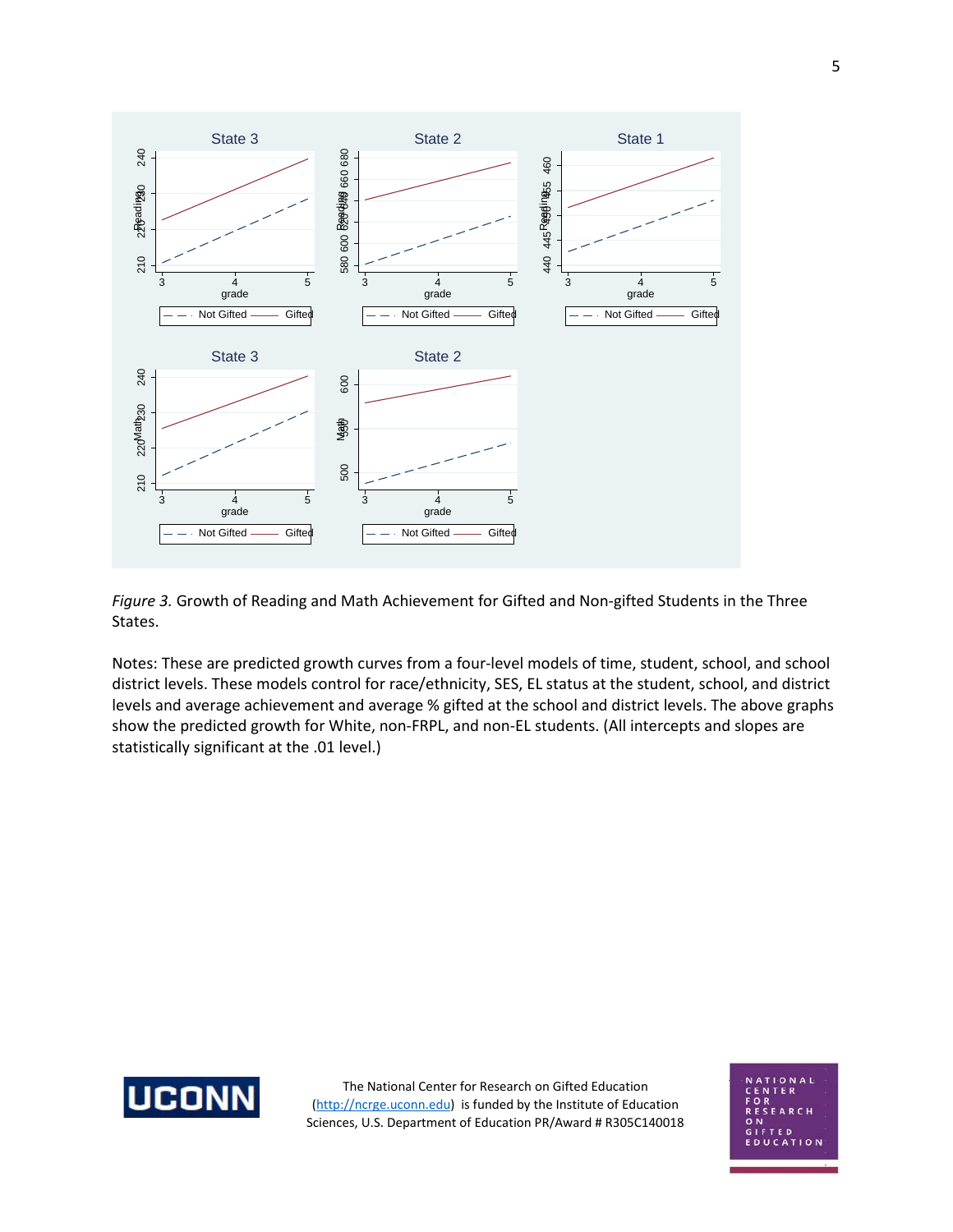State 3

240
230
220
210
Reading
3
4
5
grade
Not Gifted
Gifted

State 2

680
660
640
620
600
580
Reading
3
4
5
grade
Not Gifted
Gifted

State 1

460
455
450
445
440
Reading
3
4
5
grade
Not Gifted
Gifted

State 3

240
230
220
210
Math
3
4
5
grade
Not Gifted
Gifted

State 2

600
550
500
Math
3
4
5
grade
Not Gifted
Gifted

*Figure 3.* Growth of Reading and Math Achievement for Gifted and Non-gifted Students in the Three States.

Notes: These are predicted growth curves from a four-level models of time, student, school, and school district levels. These models control for race/ethnicity, SES, EL status at the student, school, and district levels and average achievement and average % gifted at the school and district levels. The above graphs show the predicted growth for White, non-FRPL, and non-EL students. (All intercepts and slopes are statistically significant at the .01 level.)

The National Center for Research on Gifted Education (http://ncrge.uconn.edu) is funded by the Institute of Education Sciences, U.S. Department of Education PR/Award # R305C140018